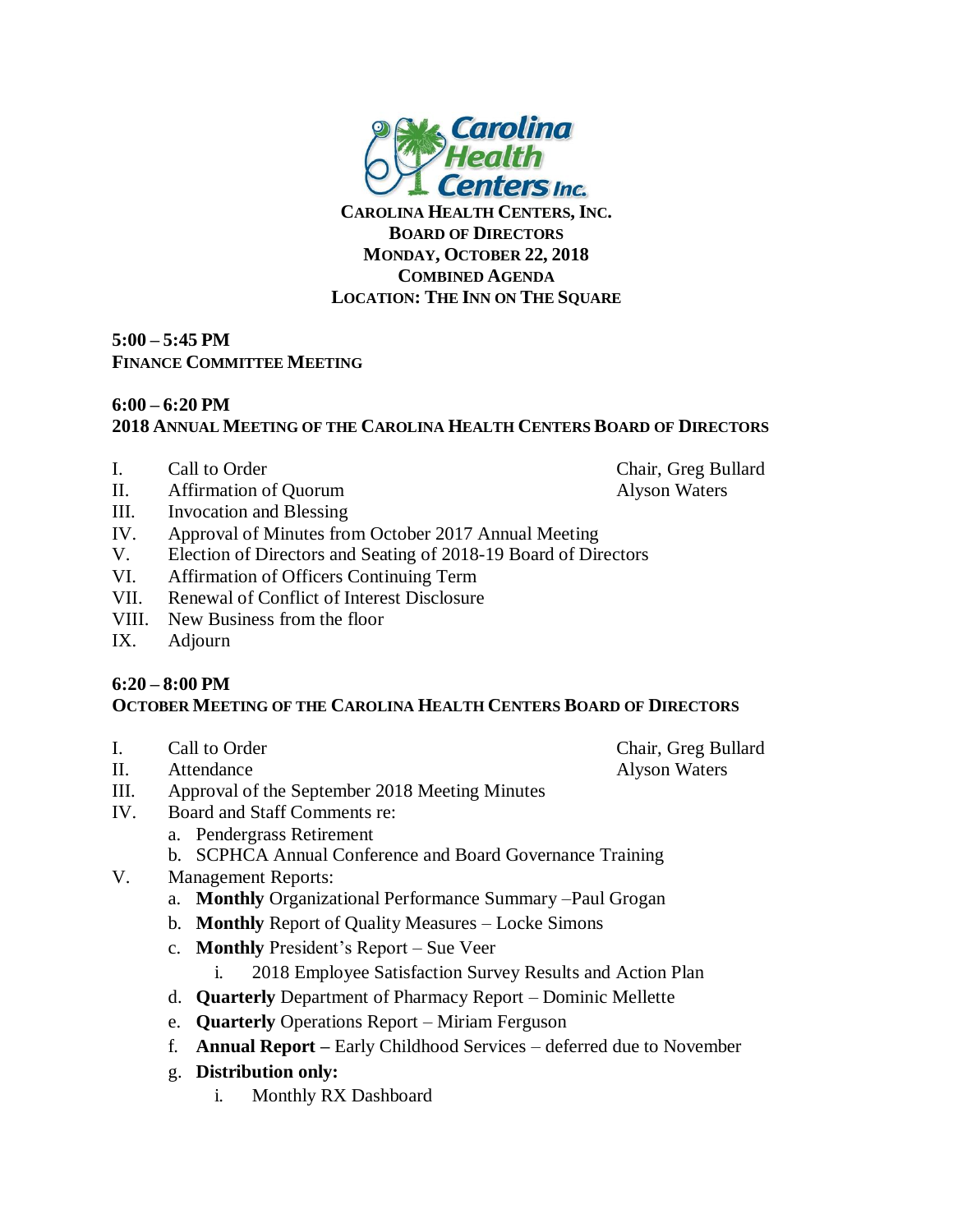**CAROLINA HEALTH CENTERS, INC.**
**BOARD OF DIRECTORS**
**MONDAY, OCTOBER 22, 2018**
**COMBINED AGENDA**
**LOCATION: THE INN ON THE SQUARE**

**5:00 – 5:45 PM**
**FINANCE COMMITTEE MEETING**

**6:00 – 6:20 PM**
**2018 ANNUAL MEETING OF THE CAROLINA HEALTH CENTERS BOARD OF DIRECTORS**

I. Call to Order — Chair, Greg Bullard
II. Affirmation of Quorum — Alyson Waters
III. Invocation and Blessing
IV. Approval of Minutes from October 2017 Annual Meeting
V. Election of Directors and Seating of 2018-19 Board of Directors
VI. Affirmation of Officers Continuing Term
VII. Renewal of Conflict of Interest Disclosure
VIII. New Business from the floor
IX. Adjourn

**6:20 – 8:00 PM**
**OCTOBER MEETING OF THE CAROLINA HEALTH CENTERS BOARD OF DIRECTORS**

I. Call to Order — Chair, Greg Bullard
II. Attendance — Alyson Waters
III. Approval of the September 2018 Meeting Minutes
IV. Board and Staff Comments re:
   a. Pendergrass Retirement
   b. SCPHCA Annual Conference and Board Governance Training
V. Management Reports:
   a. **Monthly** Organizational Performance Summary –Paul Grogan
   b. **Monthly** Report of Quality Measures – Locke Simons
   c. **Monthly** President's Report – Sue Veer
      i. 2018 Employee Satisfaction Survey Results and Action Plan
   d. **Quarterly** Department of Pharmacy Report – Dominic Mellette
   e. **Quarterly** Operations Report – Miriam Ferguson
   f. **Annual Report –** Early Childhood Services – deferred due to November
   g. **Distribution only:**
      i. Monthly RX Dashboard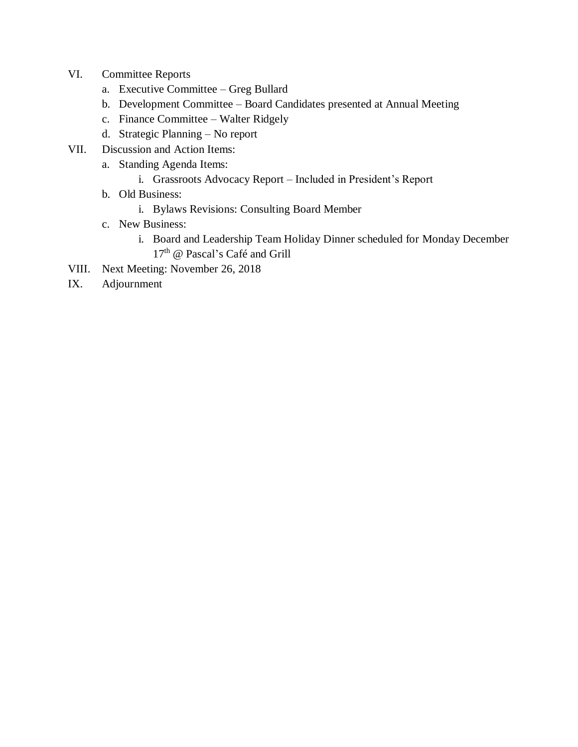VI. Committee Reports
    a. Executive Committee – Greg Bullard
    b. Development Committee – Board Candidates presented at Annual Meeting
    c. Finance Committee – Walter Ridgely
    d. Strategic Planning – No report

VII. Discussion and Action Items:
    a. Standing Agenda Items:
        i. Grassroots Advocacy Report – Included in President's Report
    b. Old Business:
        i. Bylaws Revisions: Consulting Board Member
    c. New Business:
        i. Board and Leadership Team Holiday Dinner scheduled for Monday December 17th @ Pascal's Café and Grill

VIII. Next Meeting: November 26, 2018

IX. Adjournment